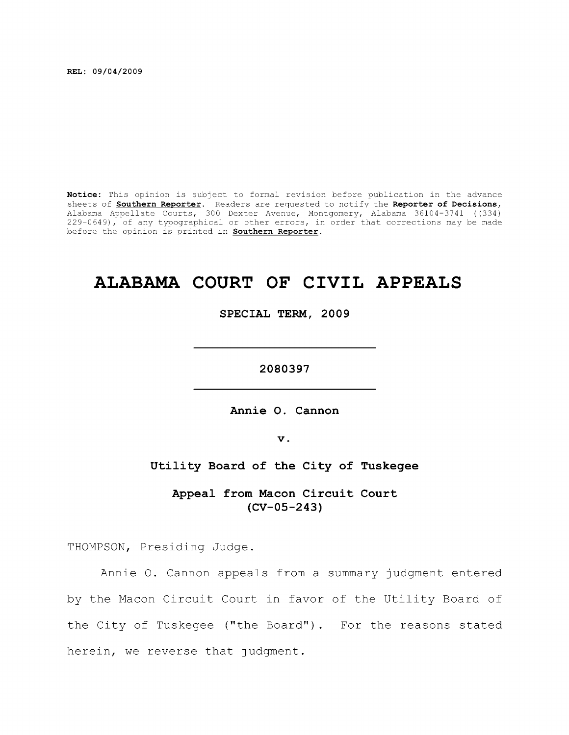REL: 09/04/2009

**Notice:** This opinion is subject to formal revision before publication in the advance sheets of **Southern Reporter**. Readers are requested to notify the **Reporter of Decisions**, Alabama Appellate Courts, 300 Dexter Avenue, Montgomery, Alabama 36104-3741 ((334) 229-0649), of any typographical or other errors, in order that corrections may be made before the opinion is printed in **Southern Reporter**.

# ALABAMA COURT OF CIVIL APPEALS

**SPECIAL TERM, 2009**

---

**2080397**

---

**Annie O. Cannon**

**v.**

**Utility Board of the City of Tuskegee**

**Appeal from Macon Circuit Court**
**(CV-05-243)**

THOMPSON, Presiding Judge.

Annie O. Cannon appeals from a summary judgment entered by the Macon Circuit Court in favor of the Utility Board of the City of Tuskegee ("the Board"). For the reasons stated herein, we reverse that judgment.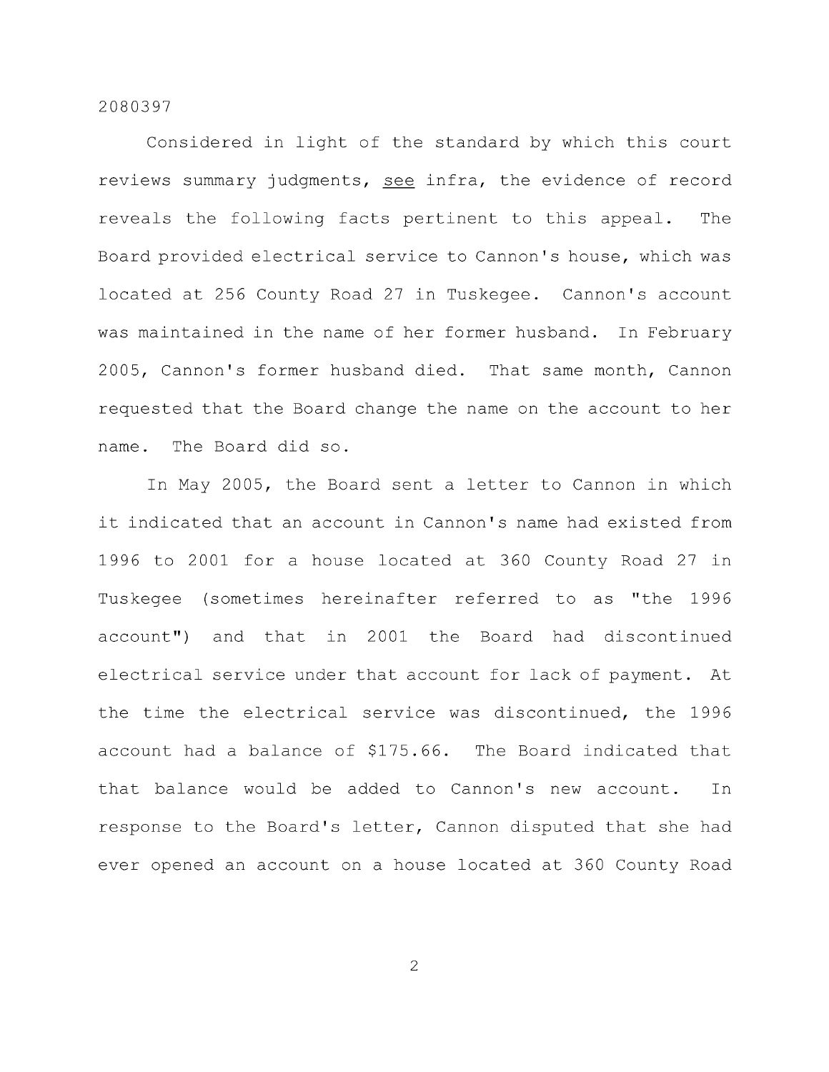Considered in light of the standard by which this court reviews summary judgments, see infra, the evidence of record reveals the following facts pertinent to this appeal. The Board provided electrical service to Cannon's house, which was located at 256 County Road 27 in Tuskegee. Cannon's account was maintained in the name of her former husband. In February 2005, Cannon's former husband died. That same month, Cannon requested that the Board change the name on the account to her name. The Board did so.

In May 2005, the Board sent a letter to Cannon in which it indicated that an account in Cannon's name had existed from 1996 to 2001 for a house located at 360 County Road 27 in Tuskegee (sometimes hereinafter referred to as "the 1996 account") and that in 2001 the Board had discontinued electrical service under that account for lack of payment. At the time the electrical service was discontinued, the 1996 account had a balance of $175.66. The Board indicated that that balance would be added to Cannon's new account. In response to the Board's letter, Cannon disputed that she had ever opened an account on a house located at 360 County Road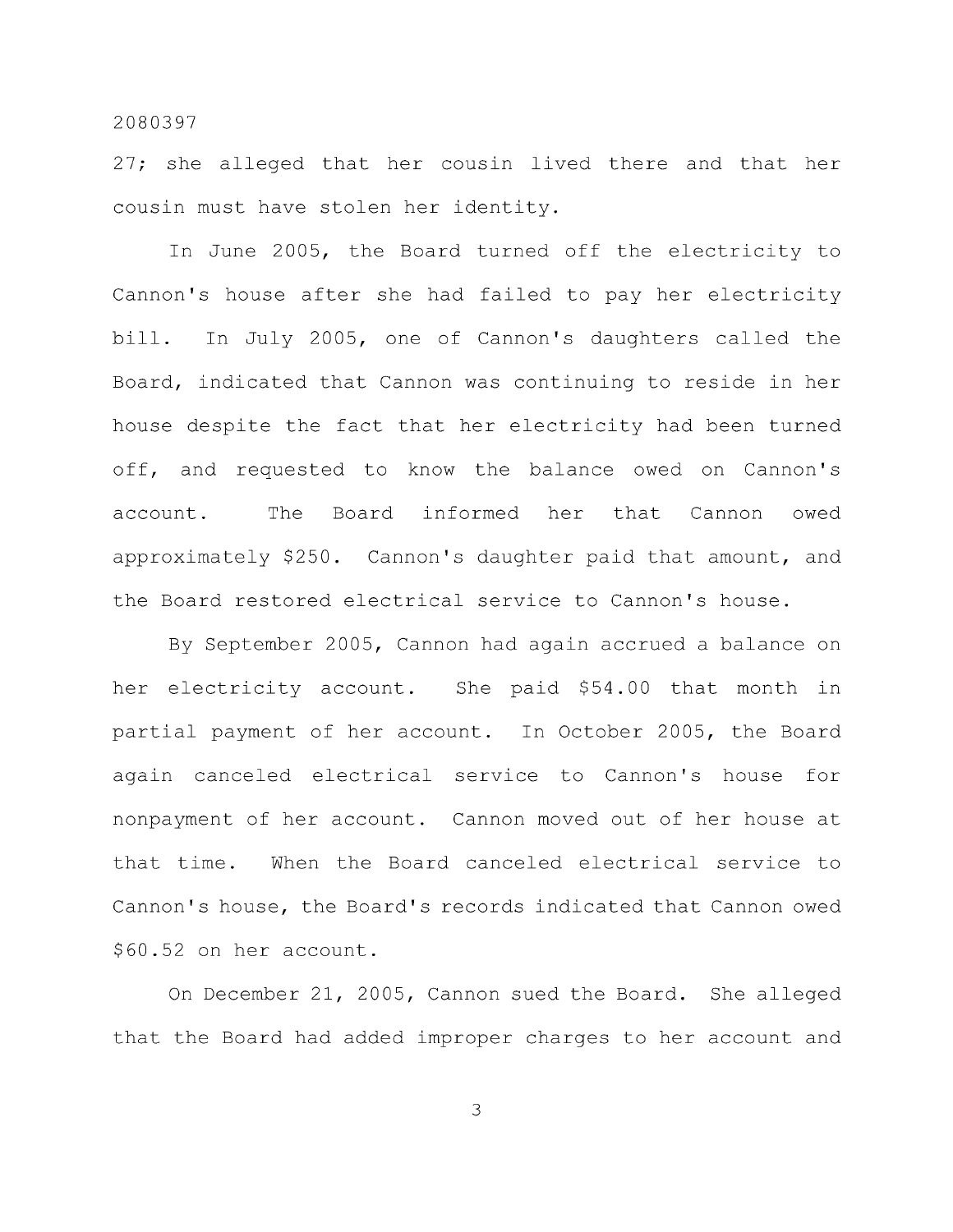27; she alleged that her cousin lived there and that her cousin must have stolen her identity.

In June 2005, the Board turned off the electricity to Cannon's house after she had failed to pay her electricity bill. In July 2005, one of Cannon's daughters called the Board, indicated that Cannon was continuing to reside in her house despite the fact that her electricity had been turned off, and requested to know the balance owed on Cannon's account. The Board informed her that Cannon owed approximately $250. Cannon's daughter paid that amount, and the Board restored electrical service to Cannon's house.

By September 2005, Cannon had again accrued a balance on her electricity account. She paid $54.00 that month in partial payment of her account. In October 2005, the Board again canceled electrical service to Cannon's house for nonpayment of her account. Cannon moved out of her house at that time. When the Board canceled electrical service to Cannon's house, the Board's records indicated that Cannon owed $60.52 on her account.

On December 21, 2005, Cannon sued the Board. She alleged that the Board had added improper charges to her account and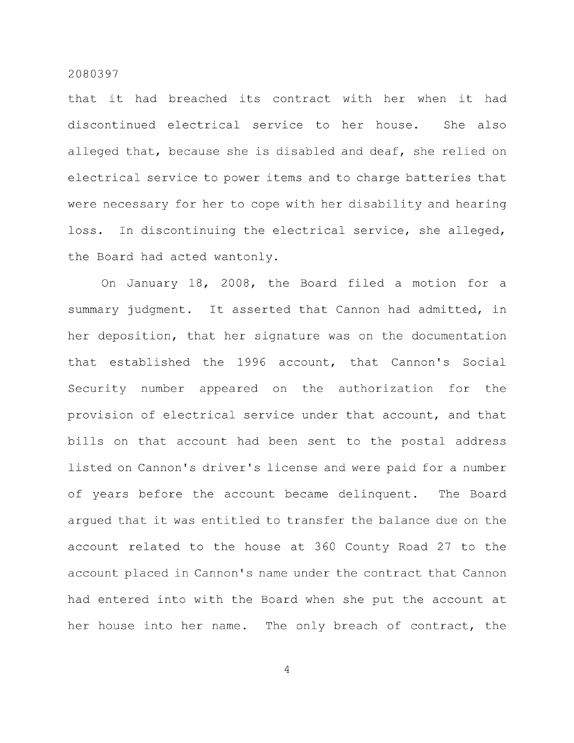that it had breached its contract with her when it had discontinued electrical service to her house. She also alleged that, because she is disabled and deaf, she relied on electrical service to power items and to charge batteries that were necessary for her to cope with her disability and hearing loss. In discontinuing the electrical service, she alleged, the Board had acted wantonly.

On January 18, 2008, the Board filed a motion for a summary judgment. It asserted that Cannon had admitted, in her deposition, that her signature was on the documentation that established the 1996 account, that Cannon's Social Security number appeared on the authorization for the provision of electrical service under that account, and that bills on that account had been sent to the postal address listed on Cannon's driver's license and were paid for a number of years before the account became delinquent. The Board argued that it was entitled to transfer the balance due on the account related to the house at 360 County Road 27 to the account placed in Cannon's name under the contract that Cannon had entered into with the Board when she put the account at her house into her name. The only breach of contract, the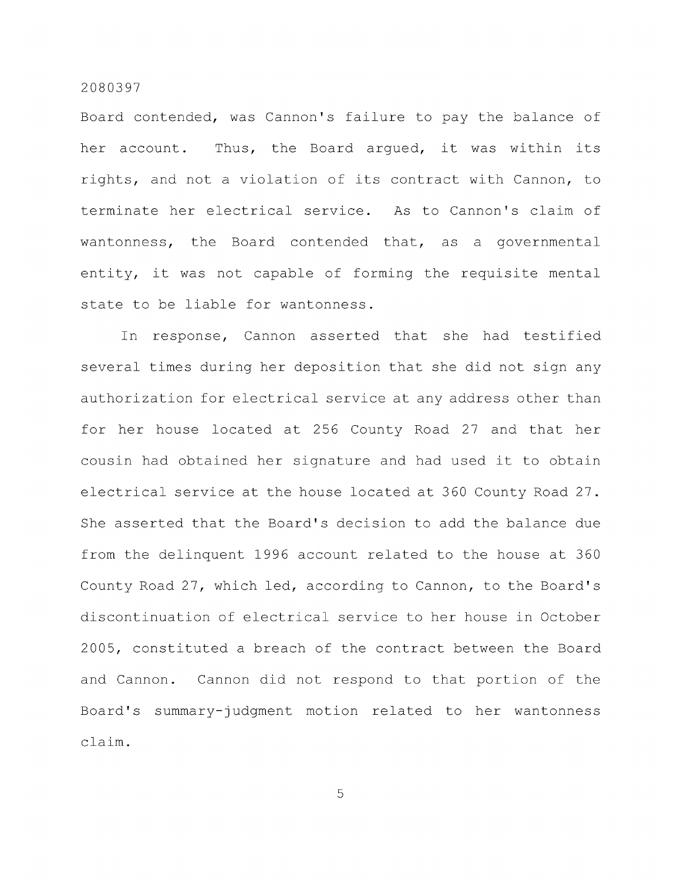Board contended, was Cannon's failure to pay the balance of her account. Thus, the Board argued, it was within its rights, and not a violation of its contract with Cannon, to terminate her electrical service. As to Cannon's claim of wantonness, the Board contended that, as a governmental entity, it was not capable of forming the requisite mental state to be liable for wantonness.

In response, Cannon asserted that she had testified several times during her deposition that she did not sign any authorization for electrical service at any address other than for her house located at 256 County Road 27 and that her cousin had obtained her signature and had used it to obtain electrical service at the house located at 360 County Road 27. She asserted that the Board's decision to add the balance due from the delinquent 1996 account related to the house at 360 County Road 27, which led, according to Cannon, to the Board's discontinuation of electrical service to her house in October 2005, constituted a breach of the contract between the Board and Cannon. Cannon did not respond to that portion of the Board's summary-judgment motion related to her wantonness claim.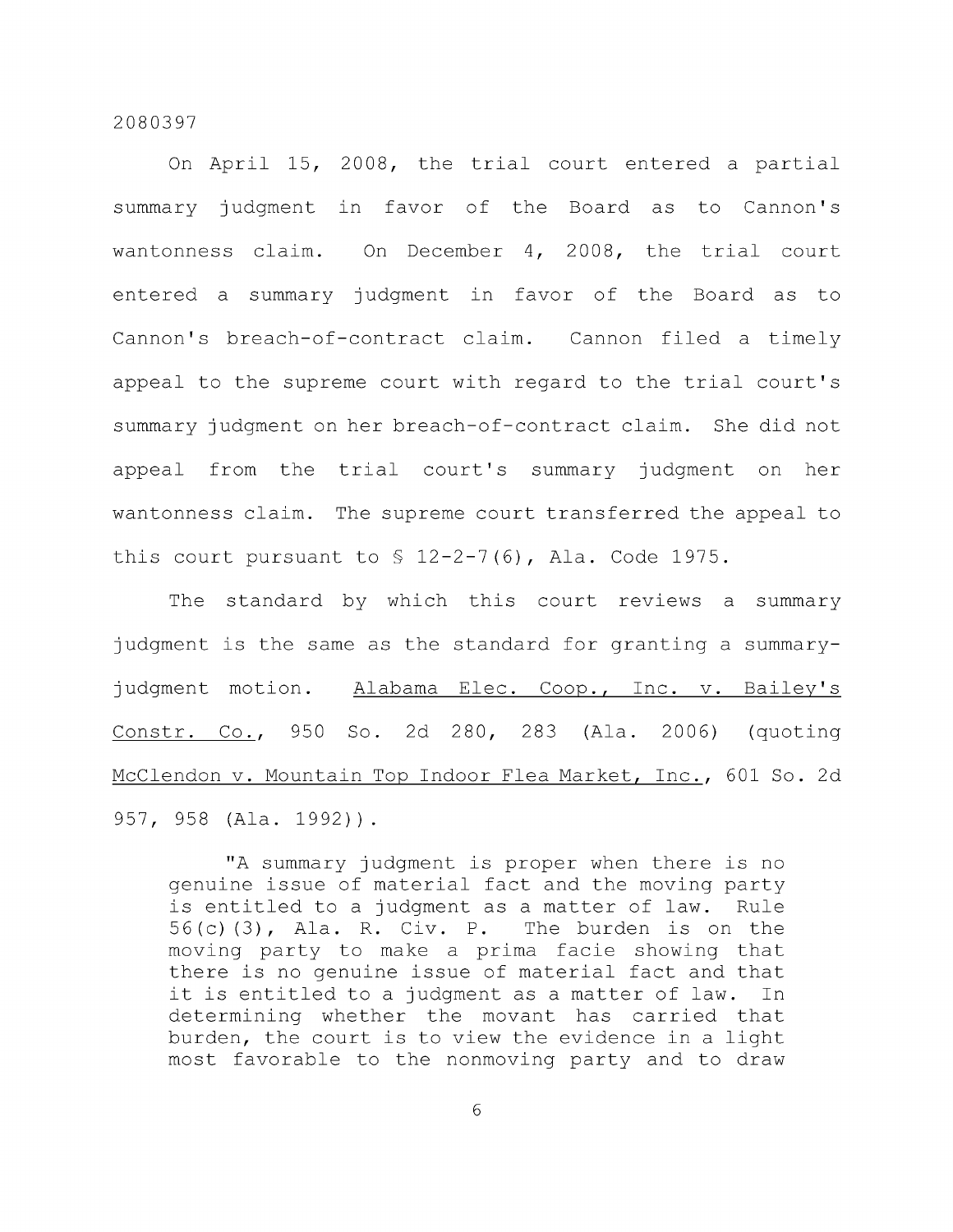On April 15, 2008, the trial court entered a partial summary judgment in favor of the Board as to Cannon's wantonness claim. On December 4, 2008, the trial court entered a summary judgment in favor of the Board as to Cannon's breach-of-contract claim. Cannon filed a timely appeal to the supreme court with regard to the trial court's summary judgment on her breach-of-contract claim. She did not appeal from the trial court's summary judgment on her wantonness claim. The supreme court transferred the appeal to this court pursuant to § 12-2-7(6), Ala. Code 1975.

The standard by which this court reviews a summary judgment is the same as the standard for granting a summary-judgment motion. Alabama Elec. Coop., Inc. v. Bailey's Constr. Co., 950 So. 2d 280, 283 (Ala. 2006) (quoting McClendon v. Mountain Top Indoor Flea Market, Inc., 601 So. 2d 957, 958 (Ala. 1992)).

> "A summary judgment is proper when there is no genuine issue of material fact and the moving party is entitled to a judgment as a matter of law. Rule 56(c)(3), Ala. R. Civ. P. The burden is on the moving party to make a prima facie showing that there is no genuine issue of material fact and that it is entitled to a judgment as a matter of law. In determining whether the movant has carried that burden, the court is to view the evidence in a light most favorable to the nonmoving party and to draw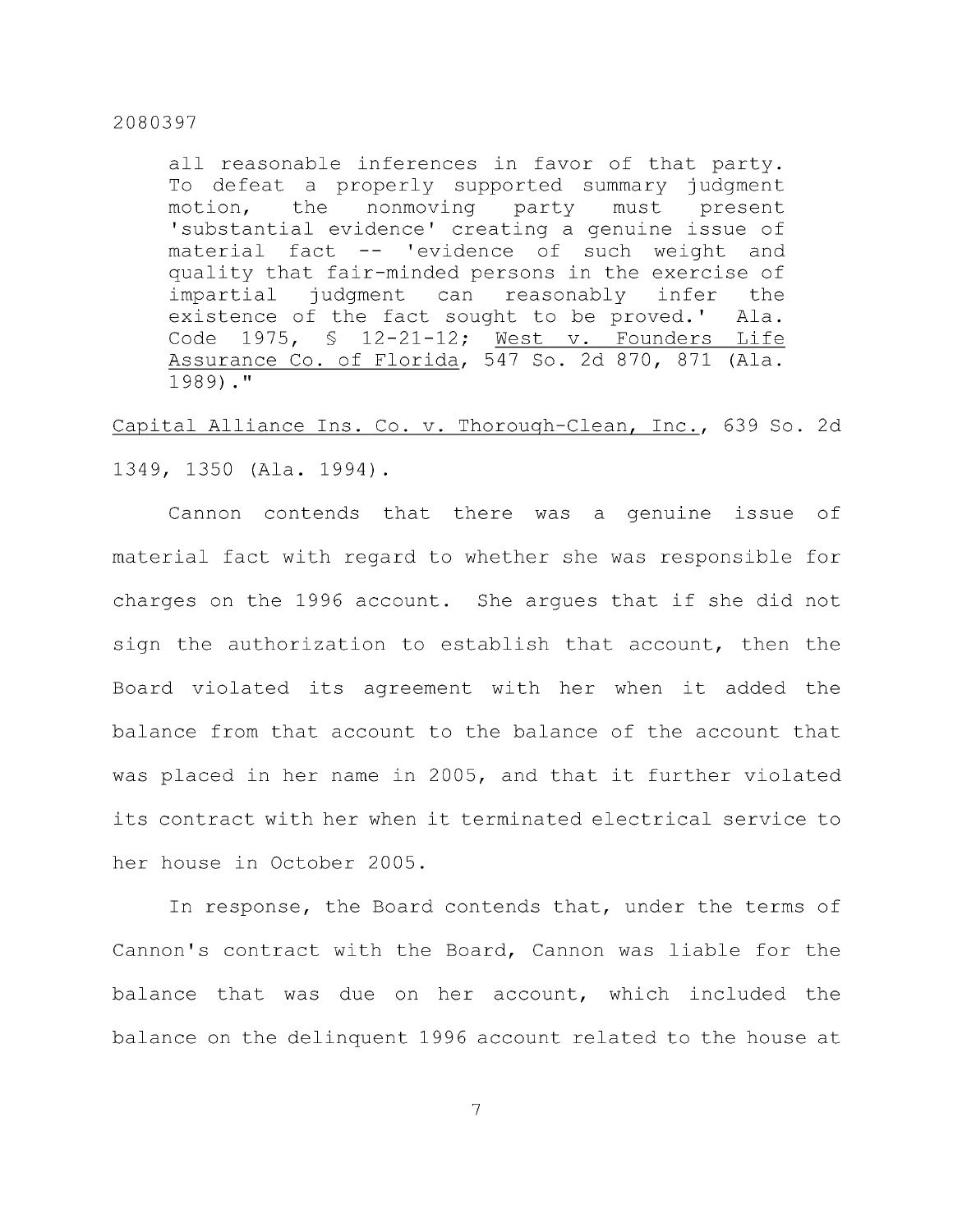> all reasonable inferences in favor of that party. To defeat a properly supported summary judgment motion, the nonmoving party must present 'substantial evidence' creating a genuine issue of material fact -- 'evidence of such weight and quality that fair-minded persons in the exercise of impartial judgment can reasonably infer the existence of the fact sought to be proved.' Ala. Code 1975, § 12-21-12; West v. Founders Life Assurance Co. of Florida, 547 So. 2d 870, 871 (Ala. 1989)."

Capital Alliance Ins. Co. v. Thorough-Clean, Inc., 639 So. 2d 1349, 1350 (Ala. 1994).

Cannon contends that there was a genuine issue of material fact with regard to whether she was responsible for charges on the 1996 account. She argues that if she did not sign the authorization to establish that account, then the Board violated its agreement with her when it added the balance from that account to the balance of the account that was placed in her name in 2005, and that it further violated its contract with her when it terminated electrical service to her house in October 2005.

In response, the Board contends that, under the terms of Cannon's contract with the Board, Cannon was liable for the balance that was due on her account, which included the balance on the delinquent 1996 account related to the house at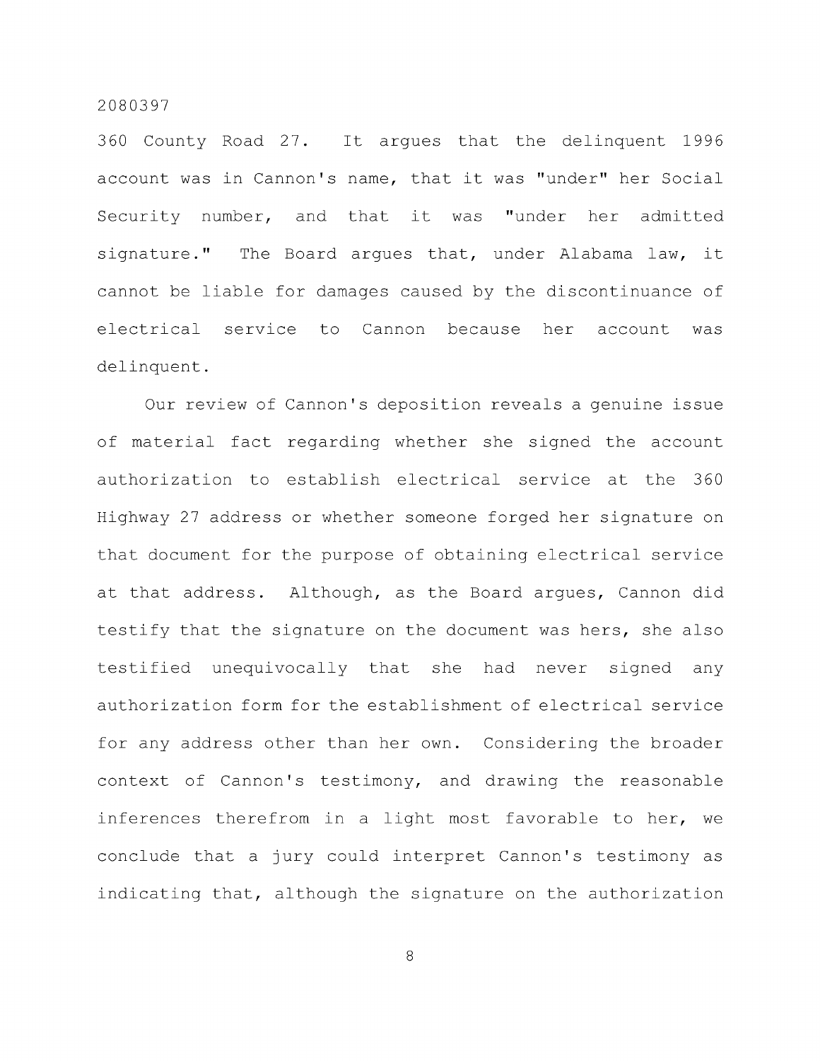360 County Road 27. It argues that the delinquent 1996 account was in Cannon's name, that it was "under" her Social Security number, and that it was "under her admitted signature." The Board argues that, under Alabama law, it cannot be liable for damages caused by the discontinuance of electrical service to Cannon because her account was delinquent.

Our review of Cannon's deposition reveals a genuine issue of material fact regarding whether she signed the account authorization to establish electrical service at the 360 Highway 27 address or whether someone forged her signature on that document for the purpose of obtaining electrical service at that address. Although, as the Board argues, Cannon did testify that the signature on the document was hers, she also testified unequivocally that she had never signed any authorization form for the establishment of electrical service for any address other than her own. Considering the broader context of Cannon's testimony, and drawing the reasonable inferences therefrom in a light most favorable to her, we conclude that a jury could interpret Cannon's testimony as indicating that, although the signature on the authorization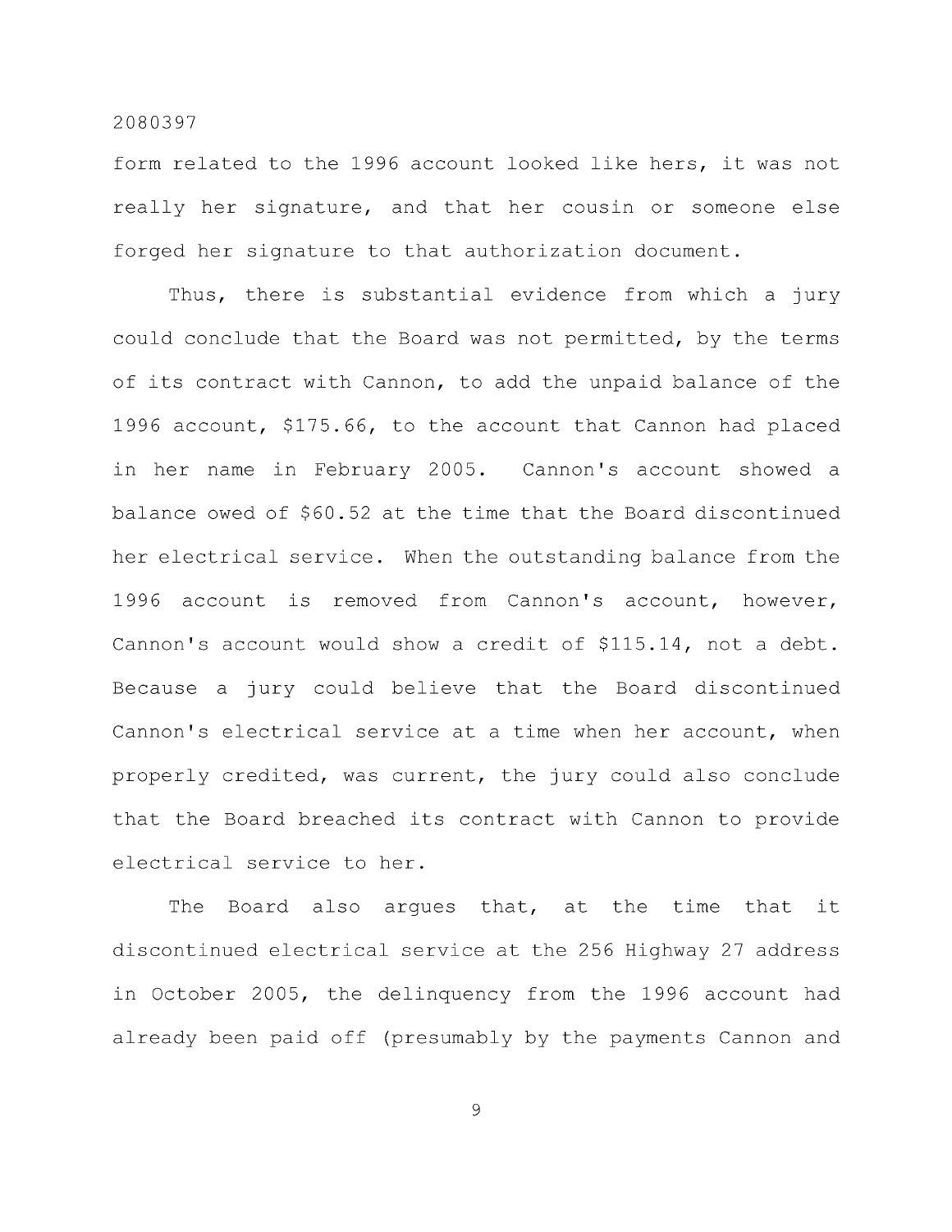form related to the 1996 account looked like hers, it was not really her signature, and that her cousin or someone else forged her signature to that authorization document.

Thus, there is substantial evidence from which a jury could conclude that the Board was not permitted, by the terms of its contract with Cannon, to add the unpaid balance of the 1996 account, \$175.66, to the account that Cannon had placed in her name in February 2005. Cannon's account showed a balance owed of \$60.52 at the time that the Board discontinued her electrical service. When the outstanding balance from the 1996 account is removed from Cannon's account, however, Cannon's account would show a credit of \$115.14, not a debt. Because a jury could believe that the Board discontinued Cannon's electrical service at a time when her account, when properly credited, was current, the jury could also conclude that the Board breached its contract with Cannon to provide electrical service to her.

The Board also argues that, at the time that it discontinued electrical service at the 256 Highway 27 address in October 2005, the delinquency from the 1996 account had already been paid off (presumably by the payments Cannon and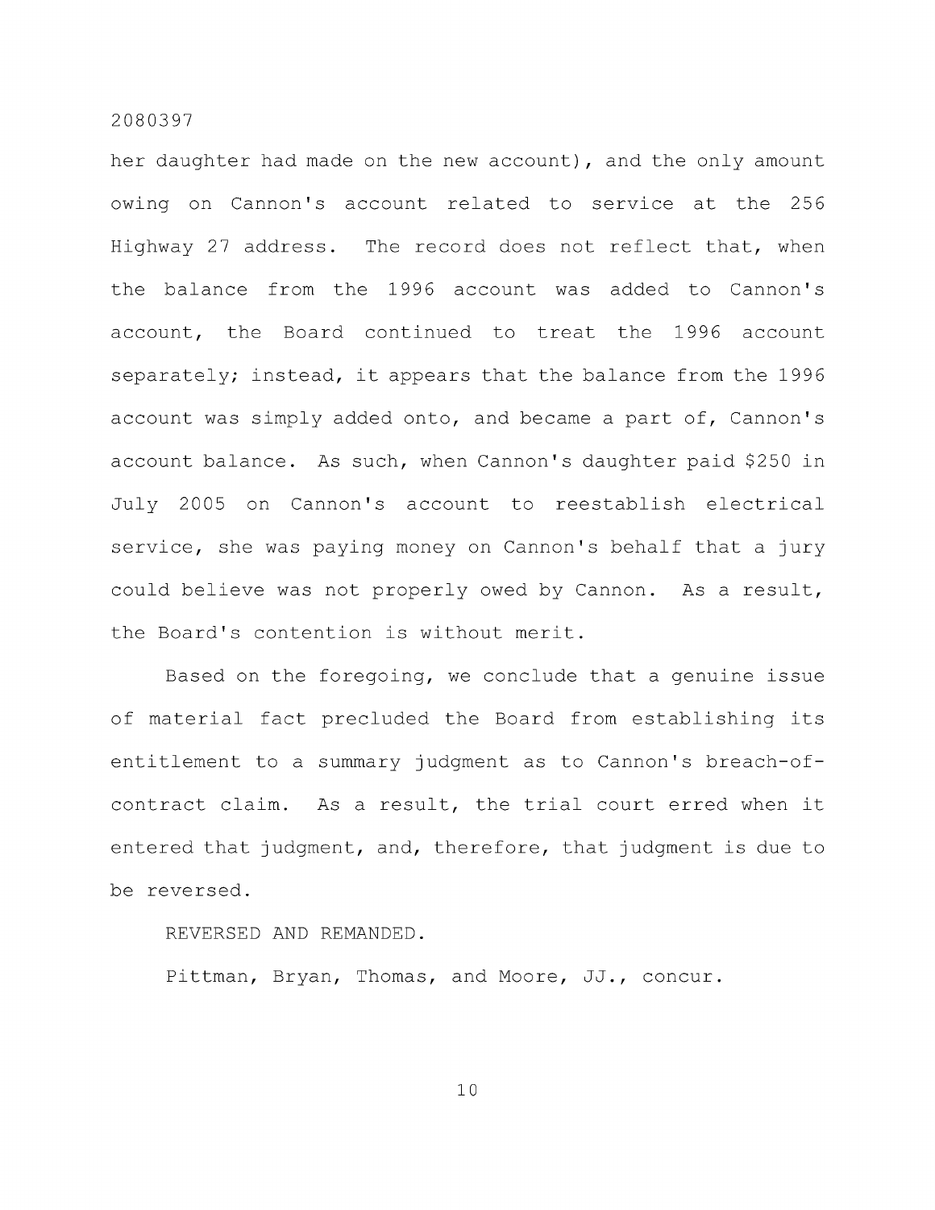her daughter had made on the new account), and the only amount owing on Cannon's account related to service at the 256 Highway 27 address. The record does not reflect that, when the balance from the 1996 account was added to Cannon's account, the Board continued to treat the 1996 account separately; instead, it appears that the balance from the 1996 account was simply added onto, and became a part of, Cannon's account balance. As such, when Cannon's daughter paid $250 in July 2005 on Cannon's account to reestablish electrical service, she was paying money on Cannon's behalf that a jury could believe was not properly owed by Cannon. As a result, the Board's contention is without merit.

Based on the foregoing, we conclude that a genuine issue of material fact precluded the Board from establishing its entitlement to a summary judgment as to Cannon's breach-of-contract claim. As a result, the trial court erred when it entered that judgment, and, therefore, that judgment is due to be reversed.

REVERSED AND REMANDED.

Pittman, Bryan, Thomas, and Moore, JJ., concur.